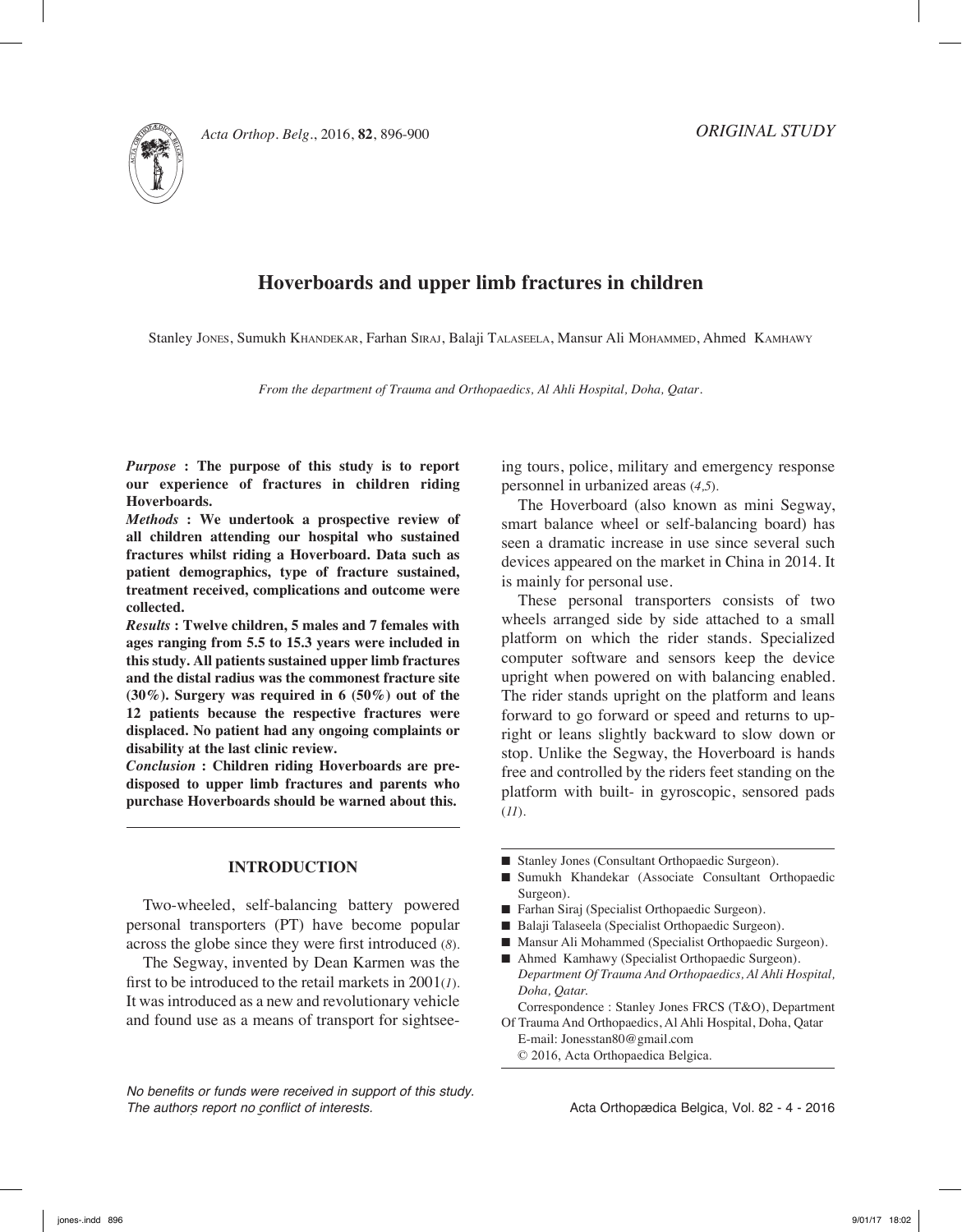ORIGINAL STUDY

# Hoverboards and upper limb fractures in children

Stanley Jones, Sumukh Khandekar, Farhan Siraj, Balaji Talaseela, Mansur Ali Mohammed, Ahmed Kamhawy

*From the department of Trauma and Orthopaedics, Al Ahli Hospital, Doha, Qatar.*

***Purpose* : The purpose of this study is to report our experience of fractures in children riding Hoverboards.**

***Methods* : We undertook a prospective review of all children attending our hospital who sustained fractures whilst riding a Hoverboard. Data such as patient demographics, type of fracture sustained, treatment received, complications and outcome were collected.**

***Results* : Twelve children, 5 males and 7 females with ages ranging from 5.5 to 15.3 years were included in this study. All patients sustained upper limb fractures and the distal radius was the commonest fracture site (30%). Surgery was required in 6 (50%) out of the 12 patients because the respective fractures were displaced. No patient had any ongoing complaints or disability at the last clinic review.**

***Conclusion* : Children riding Hoverboards are predisposed to upper limb fractures and parents who purchase Hoverboards should be warned about this.**

## INTRODUCTION

Two-wheeled, self-balancing battery powered personal transporters (PT) have become popular across the globe since they were first introduced (*8*).

The Segway, invented by Dean Karmen was the first to be introduced to the retail markets in 2001(*1*). It was introduced as a new and revolutionary vehicle and found use as a means of transport for sightseeing tours, police, military and emergency response personnel in urbanized areas (*4,5*).

The Hoverboard (also known as mini Segway, smart balance wheel or self-balancing board) has seen a dramatic increase in use since several such devices appeared on the market in China in 2014. It is mainly for personal use.

These personal transporters consists of two wheels arranged side by side attached to a small platform on which the rider stands. Specialized computer software and sensors keep the device upright when powered on with balancing enabled. The rider stands upright on the platform and leans forward to go forward or speed and returns to upright or leans slightly backward to slow down or stop. Unlike the Segway, the Hoverboard is hands free and controlled by the riders feet standing on the platform with built- in gyroscopic, sensored pads (*11*).

- Stanley Jones (Consultant Orthopaedic Surgeon).
- Sumukh Khandekar (Associate Consultant Orthopaedic Surgeon).
- Farhan Siraj (Specialist Orthopaedic Surgeon).
- Balaji Talaseela (Specialist Orthopaedic Surgeon).
- Mansur Ali Mohammed (Specialist Orthopaedic Surgeon).
- Ahmed Kamhawy (Specialist Orthopaedic Surgeon).
  *Department Of Trauma And Orthopaedics, Al Ahli Hospital, Doha, Qatar.*

Correspondence : Stanley Jones FRCS (T&O), Department Of Trauma And Orthopaedics, Al Ahli Hospital, Doha, Qatar
E-mail: Jonesstan80@gmail.com
© 2016, Acta Orthopaedica Belgica.

*No benefits or funds were received in support of this study. The authors report no conflict of interests.*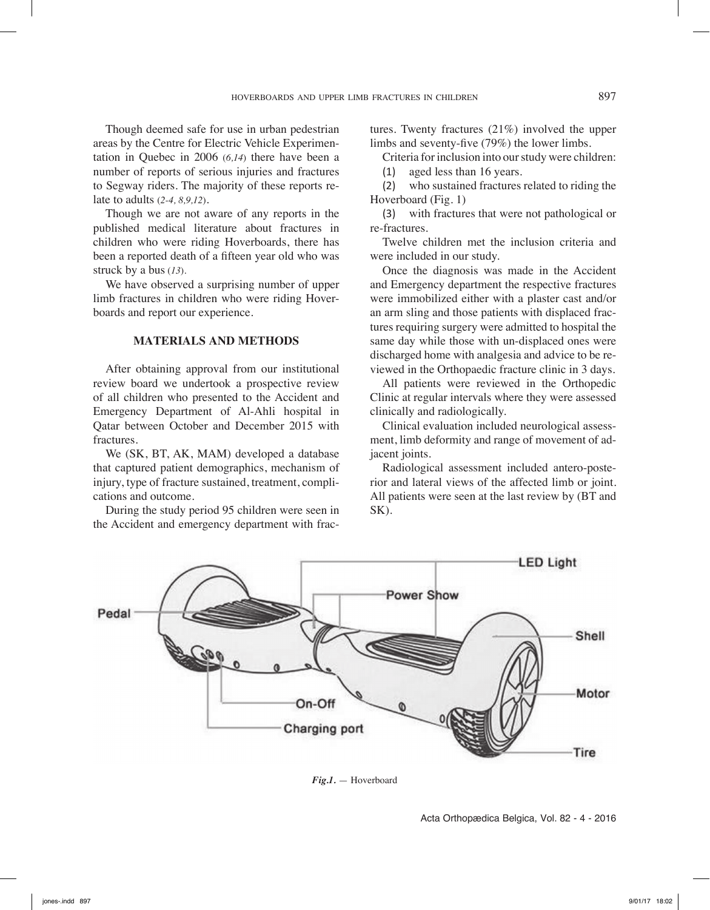Though deemed safe for use in urban pedestrian areas by the Centre for Electric Vehicle Experimentation in Quebec in 2006 (*6,14*) there have been a number of reports of serious injuries and fractures to Segway riders. The majority of these reports relate to adults (*2-4, 8,9,12*).

Though we are not aware of any reports in the published medical literature about fractures in children who were riding Hoverboards, there has been a reported death of a fifteen year old who was struck by a bus (*13*).

We have observed a surprising number of upper limb fractures in children who were riding Hoverboards and report our experience.

## MATERIALS AND METHODS

After obtaining approval from our institutional review board we undertook a prospective review of all children who presented to the Accident and Emergency Department of Al-Ahli hospital in Qatar between October and December 2015 with fractures.

We (SK, BT, AK, MAM) developed a database that captured patient demographics, mechanism of injury, type of fracture sustained, treatment, complications and outcome.

During the study period 95 children were seen in the Accident and emergency department with fractures. Twenty fractures (21%) involved the upper limbs and seventy-five (79%) the lower limbs.

Criteria for inclusion into our study were children:

(1) aged less than 16 years.

(2) who sustained fractures related to riding the Hoverboard (Fig. 1)

(3) with fractures that were not pathological or re-fractures.

Twelve children met the inclusion criteria and were included in our study.

Once the diagnosis was made in the Accident and Emergency department the respective fractures were immobilized either with a plaster cast and/or an arm sling and those patients with displaced fractures requiring surgery were admitted to hospital the same day while those with un-displaced ones were discharged home with analgesia and advice to be reviewed in the Orthopaedic fracture clinic in 3 days.

All patients were reviewed in the Orthopedic Clinic at regular intervals where they were assessed clinically and radiologically.

Clinical evaluation included neurological assessment, limb deformity and range of movement of adjacent joints.

Radiological assessment included antero-posterior and lateral views of the affected limb or joint. All patients were seen at the last review by (BT and SK).

*Fig.1.* — Hoverboard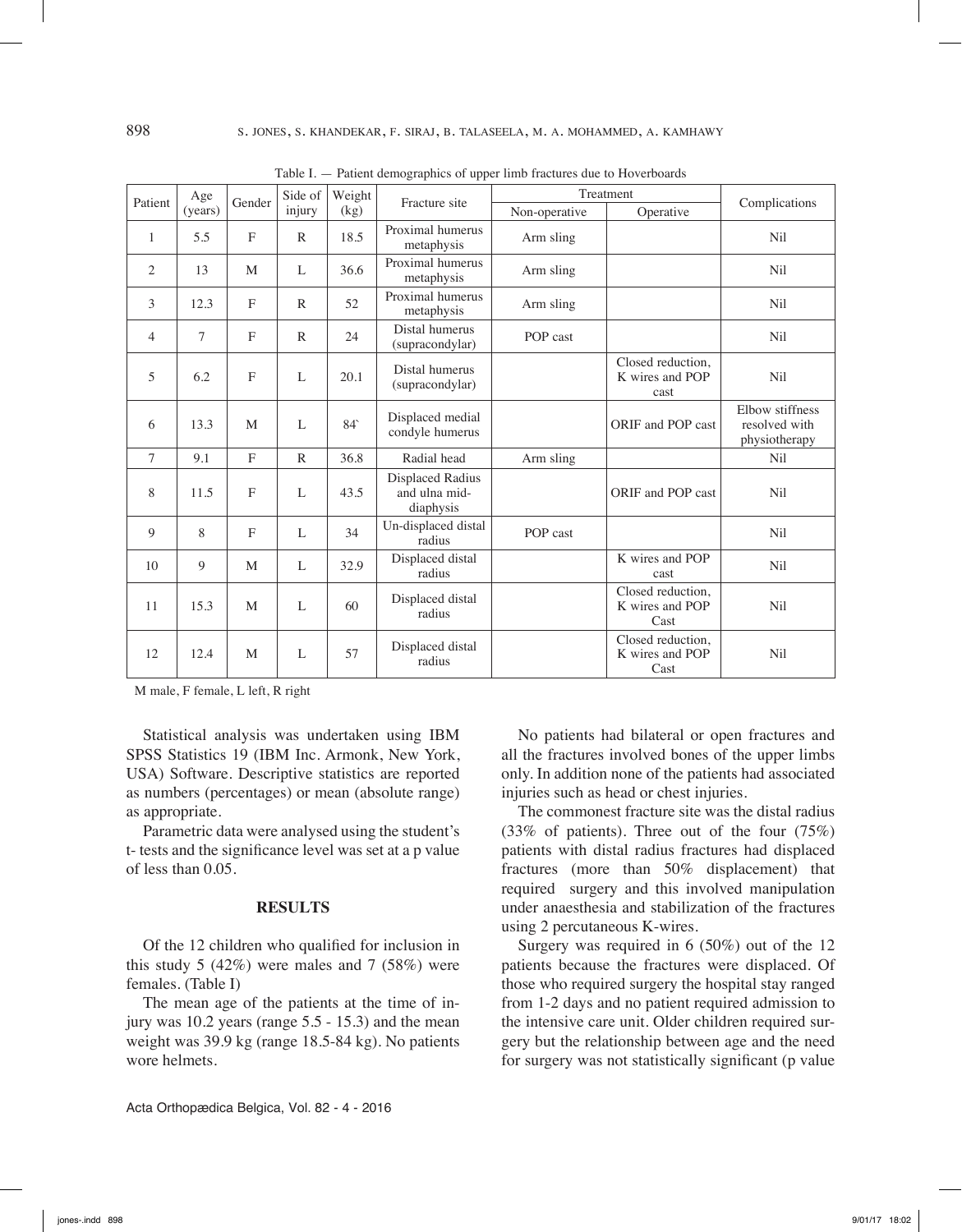Table I. — Patient demographics of upper limb fractures due to Hoverboards

| Patient | Age (years) | Gender | Side of injury | Weight (kg) | Fracture site | Treatment | | Complications |
|---|---|---|---|---|---|---|---|---|
| | | | | | | Non-operative | Operative | |
| 1 | 5.5 | F | R | 18.5 | Proximal humerus metaphysis | Arm sling | | Nil |
| 2 | 13 | M | L | 36.6 | Proximal humerus metaphysis | Arm sling | | Nil |
| 3 | 12.3 | F | R | 52 | Proximal humerus metaphysis | Arm sling | | Nil |
| 4 | 7 | F | R | 24 | Distal humerus (supracondylar) | POP cast | | Nil |
| 5 | 6.2 | F | L | 20.1 | Distal humerus (supracondylar) | | Closed reduction, K wires and POP cast | Nil |
| 6 | 13.3 | M | L | 84` | Displaced medial condyle humerus | | ORIF and POP cast | Elbow stiffness resolved with physiotherapy |
| 7 | 9.1 | F | R | 36.8 | Radial head | Arm sling | | Nil |
| 8 | 11.5 | F | L | 43.5 | Displaced Radius and ulna mid-diaphysis | | ORIF and POP cast | Nil |
| 9 | 8 | F | L | 34 | Un-displaced distal radius | POP cast | | Nil |
| 10 | 9 | M | L | 32.9 | Displaced distal radius | | K wires and POP cast | Nil |
| 11 | 15.3 | M | L | 60 | Displaced distal radius | | Closed reduction, K wires and POP Cast | Nil |
| 12 | 12.4 | M | L | 57 | Displaced distal radius | | Closed reduction, K wires and POP Cast | Nil |

M male, F female, L left, R right

Statistical analysis was undertaken using IBM SPSS Statistics 19 (IBM Inc. Armonk, New York, USA) Software. Descriptive statistics are reported as numbers (percentages) or mean (absolute range) as appropriate.

Parametric data were analysed using the student's t- tests and the significance level was set at a p value of less than 0.05.

## RESULTS

Of the 12 children who qualified for inclusion in this study 5 (42%) were males and 7 (58%) were females. (Table I)

The mean age of the patients at the time of injury was 10.2 years (range 5.5 - 15.3) and the mean weight was 39.9 kg (range 18.5-84 kg). No patients wore helmets.

No patients had bilateral or open fractures and all the fractures involved bones of the upper limbs only. In addition none of the patients had associated injuries such as head or chest injuries.

The commonest fracture site was the distal radius (33% of patients). Three out of the four (75%) patients with distal radius fractures had displaced fractures (more than 50% displacement) that required surgery and this involved manipulation under anaesthesia and stabilization of the fractures using 2 percutaneous K-wires.

Surgery was required in 6 (50%) out of the 12 patients because the fractures were displaced. Of those who required surgery the hospital stay ranged from 1-2 days and no patient required admission to the intensive care unit. Older children required surgery but the relationship between age and the need for surgery was not statistically significant (p value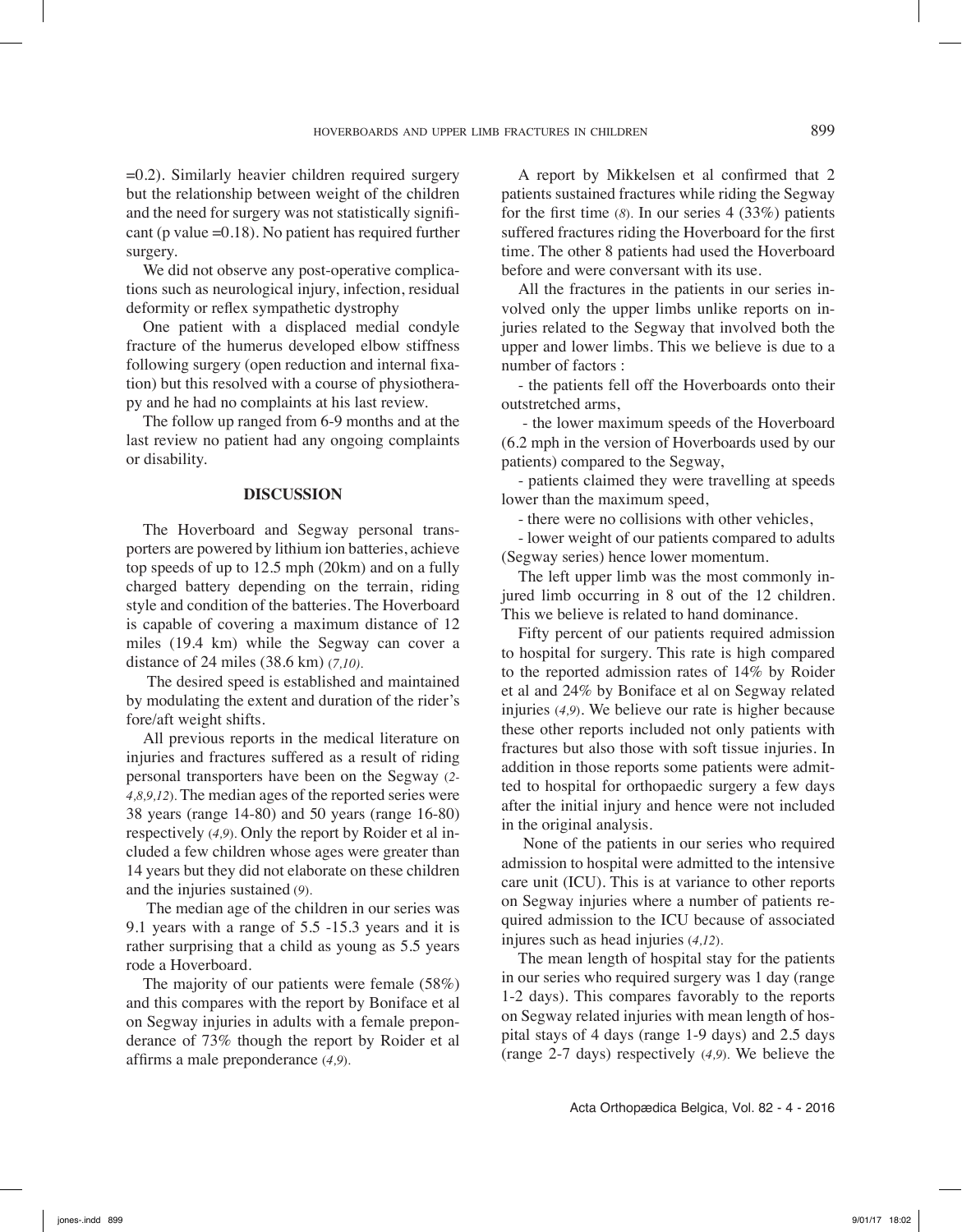=0.2). Similarly heavier children required surgery but the relationship between weight of the children and the need for surgery was not statistically significant (p value =0.18). No patient has required further surgery.

We did not observe any post-operative complications such as neurological injury, infection, residual deformity or reflex sympathetic dystrophy

One patient with a displaced medial condyle fracture of the humerus developed elbow stiffness following surgery (open reduction and internal fixation) but this resolved with a course of physiotherapy and he had no complaints at his last review.

The follow up ranged from 6-9 months and at the last review no patient had any ongoing complaints or disability.

## DISCUSSION

The Hoverboard and Segway personal transporters are powered by lithium ion batteries, achieve top speeds of up to 12.5 mph (20km) and on a fully charged battery depending on the terrain, riding style and condition of the batteries. The Hoverboard is capable of covering a maximum distance of 12 miles (19.4 km) while the Segway can cover a distance of 24 miles (38.6 km) (*7,10*).

The desired speed is established and maintained by modulating the extent and duration of the rider's fore/aft weight shifts.

All previous reports in the medical literature on injuries and fractures suffered as a result of riding personal transporters have been on the Segway (*2-4,8,9,12*). The median ages of the reported series were 38 years (range 14-80) and 50 years (range 16-80) respectively (*4,9*). Only the report by Roider et al included a few children whose ages were greater than 14 years but they did not elaborate on these children and the injuries sustained (*9*).

The median age of the children in our series was 9.1 years with a range of 5.5 -15.3 years and it is rather surprising that a child as young as 5.5 years rode a Hoverboard.

The majority of our patients were female (58%) and this compares with the report by Boniface et al on Segway injuries in adults with a female preponderance of 73% though the report by Roider et al affirms a male preponderance (*4,9*).

A report by Mikkelsen et al confirmed that 2 patients sustained fractures while riding the Segway for the first time (*8*). In our series 4 (33%) patients suffered fractures riding the Hoverboard for the first time. The other 8 patients had used the Hoverboard before and were conversant with its use.

All the fractures in the patients in our series involved only the upper limbs unlike reports on injuries related to the Segway that involved both the upper and lower limbs. This we believe is due to a number of factors :

- the patients fell off the Hoverboards onto their outstretched arms,
- the lower maximum speeds of the Hoverboard (6.2 mph in the version of Hoverboards used by our patients) compared to the Segway,
- patients claimed they were travelling at speeds lower than the maximum speed,
- there were no collisions with other vehicles,
- lower weight of our patients compared to adults (Segway series) hence lower momentum.

The left upper limb was the most commonly injured limb occurring in 8 out of the 12 children. This we believe is related to hand dominance.

Fifty percent of our patients required admission to hospital for surgery. This rate is high compared to the reported admission rates of 14% by Roider et al and 24% by Boniface et al on Segway related injuries (*4,9*). We believe our rate is higher because these other reports included not only patients with fractures but also those with soft tissue injuries. In addition in those reports some patients were admitted to hospital for orthopaedic surgery a few days after the initial injury and hence were not included in the original analysis.

None of the patients in our series who required admission to hospital were admitted to the intensive care unit (ICU). This is at variance to other reports on Segway injuries where a number of patients required admission to the ICU because of associated injures such as head injuries (*4,12*).

The mean length of hospital stay for the patients in our series who required surgery was 1 day (range 1-2 days). This compares favorably to the reports on Segway related injuries with mean length of hospital stays of 4 days (range 1-9 days) and 2.5 days (range 2-7 days) respectively (*4,9*). We believe the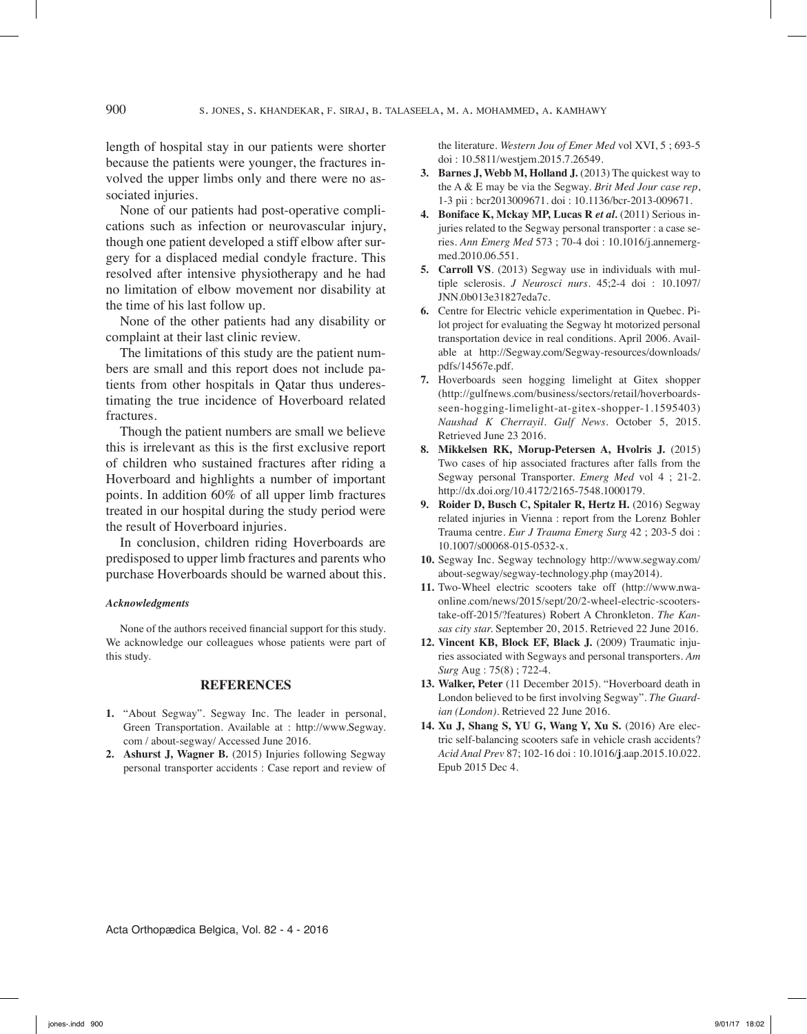length of hospital stay in our patients were shorter because the patients were younger, the fractures involved the upper limbs only and there were no associated injuries.

None of our patients had post-operative complications such as infection or neurovascular injury, though one patient developed a stiff elbow after surgery for a displaced medial condyle fracture. This resolved after intensive physiotherapy and he had no limitation of elbow movement nor disability at the time of his last follow up.

None of the other patients had any disability or complaint at their last clinic review.

The limitations of this study are the patient numbers are small and this report does not include patients from other hospitals in Qatar thus underestimating the true incidence of Hoverboard related fractures.

Though the patient numbers are small we believe this is irrelevant as this is the first exclusive report of children who sustained fractures after riding a Hoverboard and highlights a number of important points. In addition 60% of all upper limb fractures treated in our hospital during the study period were the result of Hoverboard injuries.

In conclusion, children riding Hoverboards are predisposed to upper limb fractures and parents who purchase Hoverboards should be warned about this.

#### *Acknowledgments*

None of the authors received financial support for this study. We acknowledge our colleagues whose patients were part of this study.

## REFERENCES

1. "About Segway". Segway Inc. The leader in personal, Green Transportation. Available at : http://www.Segway.com / about-segway/ Accessed June 2016.
2. **Ashurst J, Wagner B.** (2015) Injuries following Segway personal transporter accidents : Case report and review of the literature. *Western Jou of Emer Med* vol XVI, 5 ; 693-5 doi : 10.5811/westjem.2015.7.26549.
3. **Barnes J, Webb M, Holland J.** (2013) The quickest way to the A & E may be via the Segway. *Brit Med Jour case rep*, 1-3 pii : bcr2013009671. doi : 10.1136/bcr-2013-009671.
4. **Boniface K, Mckay MP, Lucas R** ***et al.*** (2011) Serious injuries related to the Segway personal transporter : a case series. *Ann Emerg Med* 573 ; 70-4 doi : 10.1016/j.annemergmed.2010.06.551.
5. **Carroll VS**. (2013) Segway use in individuals with multiple sclerosis. *J Neurosci nurs*. 45;2-4 doi : 10.1097/JNN.0b013e31827eda7c.
6. Centre for Electric vehicle experimentation in Quebec. Pilot project for evaluating the Segway ht motorized personal transportation device in real conditions. April 2006. Available at http://Segway.com/Segway-resources/downloads/pdfs/14567e.pdf.
7. Hoverboards seen hogging limelight at Gitex shopper (http://gulfnews.com/business/sectors/retail/hoverboards-seen-hogging-limelight-at-gitex-shopper-1.1595403) *Naushad K Cherrayil*. *Gulf News*. October 5, 2015. Retrieved June 23 2016.
8. **Mikkelsen RK, Morup-Petersen A, Hvolris J.** (2015) Two cases of hip associated fractures after falls from the Segway personal Transporter. *Emerg Med* vol 4 ; 21-2. http://dx.doi.org/10.4172/2165-7548.1000179.
9. **Roider D, Busch C, Spitaler R, Hertz H.** (2016) Segway related injuries in Vienna : report from the Lorenz Bohler Trauma centre. *Eur J Trauma Emerg Surg* 42 ; 203-5 doi : 10.1007/s00068-015-0532-x.
10. Segway Inc. Segway technology http://www.segway.com/about-segway/segway-technology.php (may2014).
11. Two-Wheel electric scooters take off (http://www.nwaonline.com/news/2015/sept/20/2-wheel-electric-scooters-take-off-2015/?features) Robert A Chronkleton. *The Kansas city star*. September 20, 2015. Retrieved 22 June 2016.
12. **Vincent KB, Block EF, Black J.** (2009) Traumatic injuries associated with Segways and personal transporters. *Am Surg* Aug : 75(8) ; 722-4.
13. **Walker, Peter** (11 December 2015). "Hoverboard death in London believed to be first involving Segway". *The Guardian (London)*. Retrieved 22 June 2016.
14. **Xu J, Shang S, YU G, Wang Y, Xu S.** (2016) Are electric self-balancing scooters safe in vehicle crash accidents? *Acid Anal Prev* 87; 102-16 doi : 10.1016/**j**.aap.2015.10.022. Epub 2015 Dec 4.